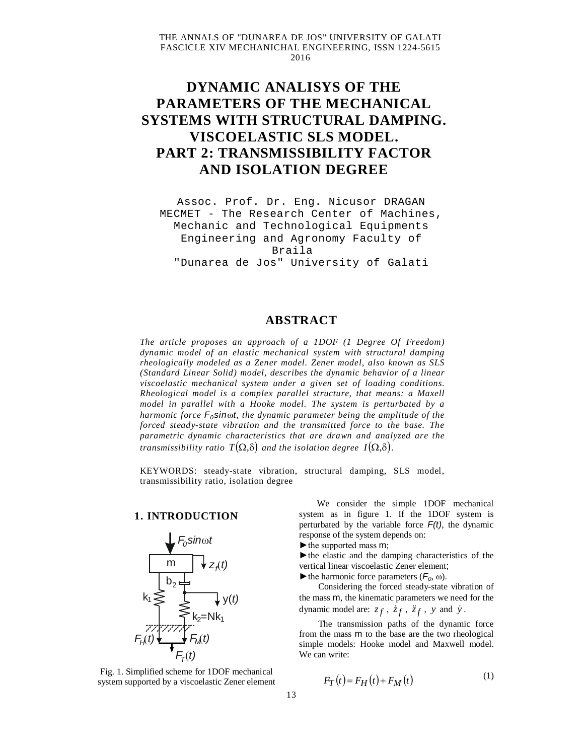# DYNAMIC ANALISYS OF THE PARAMETERS OF THE MECHANICAL SYSTEMS WITH STRUCTURAL DAMPING. VISCOELASTIC SLS MODEL. PART 2: TRANSMISSIBILITY FACTOR AND ISOLATION DEGREE

Assoc. Prof. Dr. Eng. Nicusor DRAGAN
MECMET - The Research Center of Machines, Mechanic and Technological Equipments
Engineering and Agronomy Faculty of Braila
"Dunarea de Jos" University of Galati

## ABSTRACT

*The article proposes an approach of a 1DOF (1 Degree Of Freedom) dynamic model of an elastic mechanical system with structural damping rheologically modeled as a Zener model. Zener model, also known as SLS (Standard Linear Solid) model, describes the dynamic behavior of a linear viscoelastic mechanical system under a given set of loading conditions. Rheological model is a complex parallel structure, that means: a Maxell model in parallel with a Hooke model. The system is perturbated by a harmonic force $F_0 \sin\omega t$, the dynamic parameter being the amplitude of the forced steady-state vibration and the transmitted force to the base. The parametric dynamic characteristics that are drawn and analyzed are the transmissibility ratio $T(\Omega,\delta)$ and the isolation degree $I(\Omega,\delta)$.*

KEYWORDS: steady-state vibration, structural damping, SLS model, transmissibility ratio, isolation degree

## 1. INTRODUCTION

Fig. 1. Simplified scheme for 1DOF mechanical system supported by a viscoelastic Zener element

We consider the simple 1DOF mechanical system as in figure 1. If the 1DOF system is perturbated by the variable force $F(t)$, the dynamic response of the system depends on:

► the supported mass $m$;

► the elastic and the damping characteristics of the vertical linear viscoelastic Zener element;

► the harmonic force parameters ($F_0$, $\omega$).

Considering the forced steady-state vibration of the mass $m$, the kinematic parameters we need for the dynamic model are: $z_f$, $\dot{z}_f$, $\ddot{z}_f$, $y$ and $\dot{y}$.

The transmission paths of the dynamic force from the mass $m$ to the base are the two rheological simple models: Hooke model and Maxwell model. We can write:

$$F_T(t) = F_H(t) + F_M(t) \tag{1}$$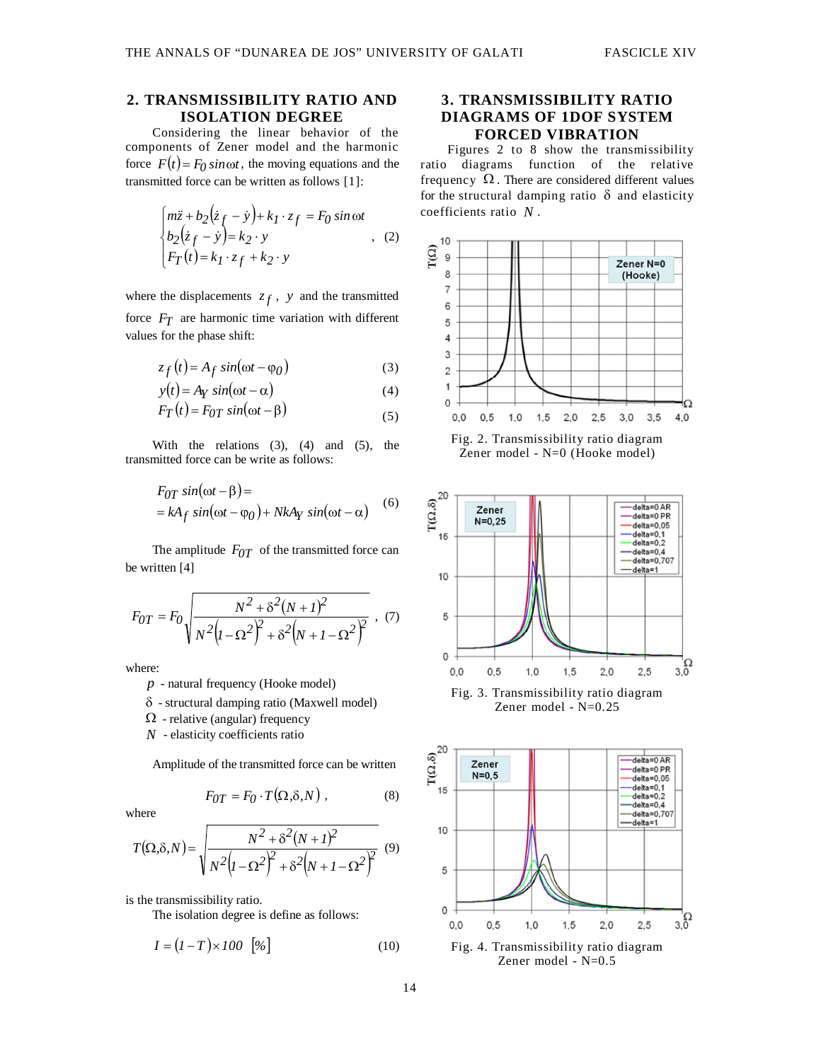## 2. TRANSMISSIBILITY RATIO AND ISOLATION DEGREE

Considering the linear behavior of the components of Zener model and the harmonic force $F(t) = F_0 \sin \omega t$, the moving equations and the transmitted force can be written as follows [1]:

$$\begin{cases} m\ddot{z} + b_2(\dot{z}_f - \dot{y}) + k_1 \cdot z_f = F_0 \sin \omega t \\ b_2(\dot{z}_f - \dot{y}) = k_2 \cdot y \\ F_T(t) = k_1 \cdot z_f + k_2 \cdot y \end{cases}, \quad (2)$$

where the displacements $z_f$, $y$ and the transmitted force $F_T$ are harmonic time variation with different values for the phase shift:

$$z_f(t) = A_f \sin(\omega t - \varphi_0) \quad (3)$$

$$y(t) = A_Y \sin(\omega t - \alpha) \quad (4)$$

$$F_T(t) = F_{0T} \sin(\omega t - \beta) \quad (5)$$

With the relations (3), (4) and (5), the transmitted force can be write as follows:

$$\begin{aligned} &F_{0T} \sin(\omega t - \beta) = \\ &= kA_f \sin(\omega t - \varphi_0) + NkA_Y \sin(\omega t - \alpha) \end{aligned} \quad (6)$$

The amplitude $F_{0T}$ of the transmitted force can be written [4]

$$F_{0T} = F_0 \sqrt{\frac{N^2 + \delta^2 (N+1)^2}{N^2 \left(1 - \Omega^2\right)^2 + \delta^2 \left(N + 1 - \Omega^2\right)^2}}, \quad (7)$$

where:

$p$ - natural frequency (Hooke model)

$\delta$ - structural damping ratio (Maxwell model)

$\Omega$ - relative (angular) frequency

$N$ - elasticity coefficients ratio

Amplitude of the transmitted force can be written

$$F_{0T} = F_0 \cdot T(\Omega, \delta, N), \quad (8)$$

where

$$T(\Omega, \delta, N) = \sqrt{\frac{N^2 + \delta^2 (N+1)^2}{N^2 \left(1 - \Omega^2\right)^2 + \delta^2 \left(N + 1 - \Omega^2\right)^2}} \quad (9)$$

is the transmissibility ratio.

The isolation degree is define as follows:

$$I = (1 - T) \times 100 \ [\%] \quad (10)$$

## 3. TRANSMISSIBILITY RATIO DIAGRAMS OF 1DOF SYSTEM FORCED VIBRATION

Figures 2 to 8 show the transmissibility ratio diagrams function of the relative frequency $\Omega$. There are considered different values for the structural damping ratio $\delta$ and elasticity coefficients ratio $N$.

Fig. 2. Transmissibility ratio diagram Zener model - N=0 (Hooke model)

Fig. 3. Transmissibility ratio diagram Zener model - N=0.25

Fig. 4. Transmissibility ratio diagram Zener model - N=0.5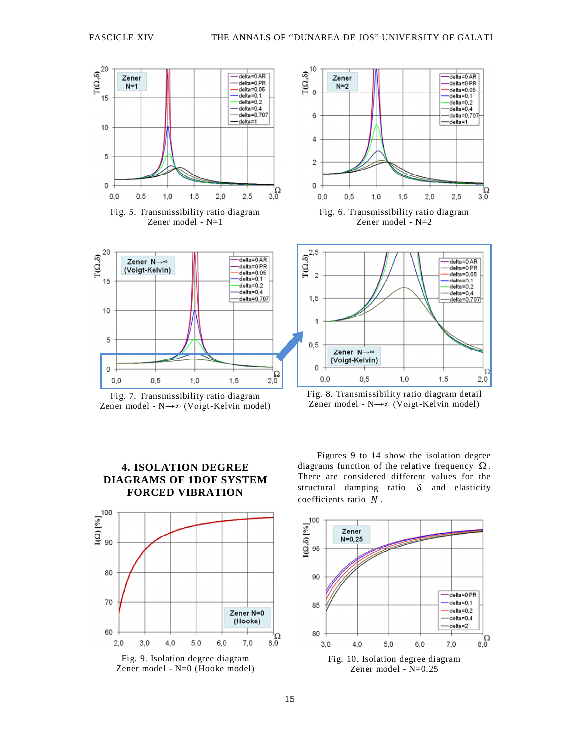Fig. 5. Transmissibility ratio diagram
Zener model - N=1

Fig. 6. Transmissibility ratio diagram
Zener model - N=2

Fig. 7. Transmissibility ratio diagram
Zener model - N→∞ (Voigt-Kelvin model)

Fig. 8. Transmissibility ratio diagram detail
Zener model - N→∞ (Voigt-Kelvin model)

## 4. ISOLATION DEGREE DIAGRAMS OF 1DOF SYSTEM FORCED VIBRATION

Figures 9 to 14 show the isolation degree diagrams function of the relative frequency $\Omega$. There are considered different values for the structural damping ratio $\delta$ and elasticity coefficients ratio $N$.

Fig. 9. Isolation degree diagram
Zener model - N=0 (Hooke model)

Fig. 10. Isolation degree diagram
Zener model - N=0.25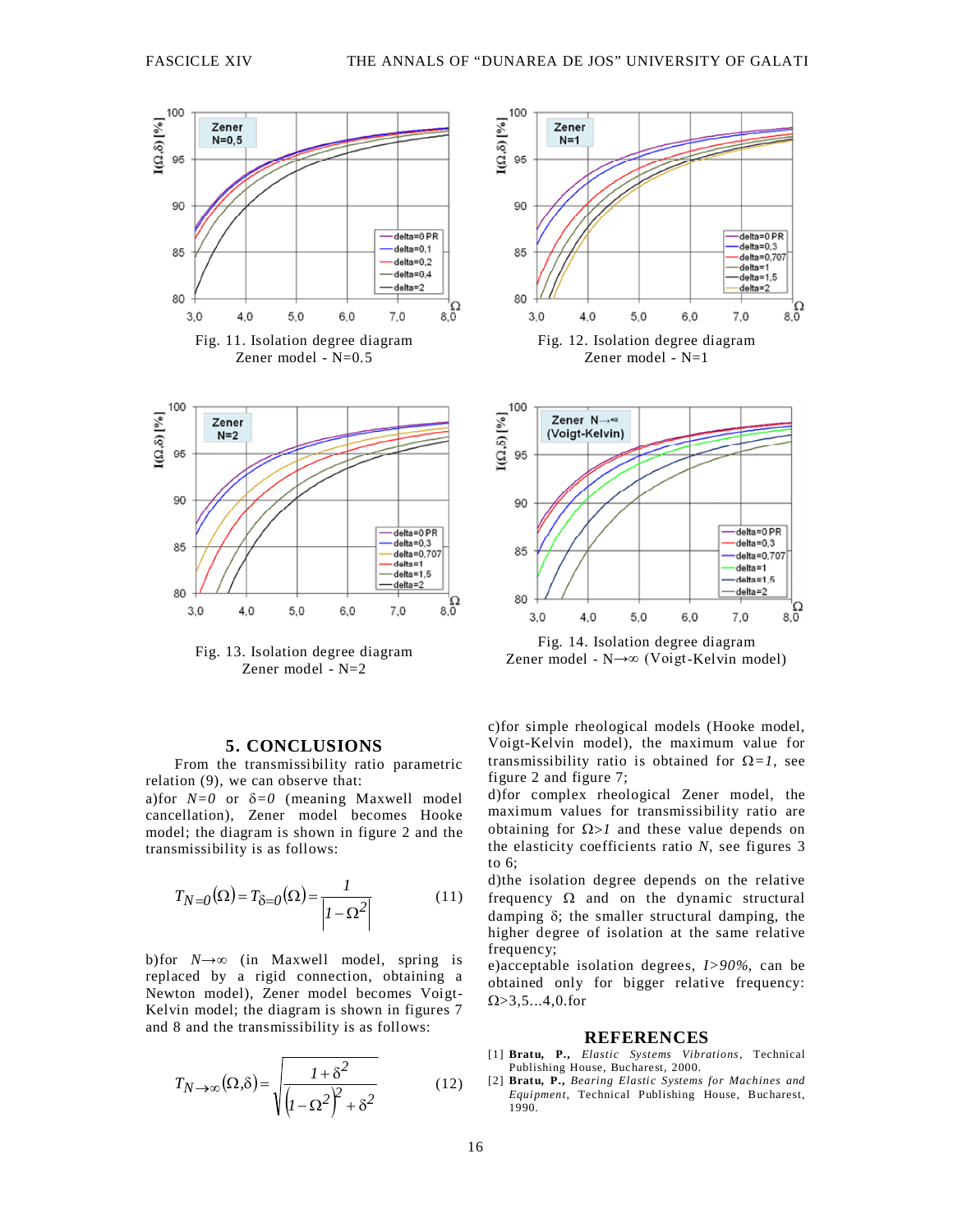Zener
N=0,5

I(Ω,δ) [%]

100
95
90
85
80

3,0 4,0 5,0 6,0 7,0 8,0 Ω

delta=0 PR
delta=0,1
delta=0,2
delta=0,4
delta=2

Fig. 11. Isolation degree diagram
Zener model - N=0.5

Zener
N=1

I(Ω,δ) [%]

100
95
90
85
80

3,0 4,0 5,0 6,0 7,0 8,0 Ω

delta=0 PR
delta=0,3
delta=0,707
delta=1
delta=1,5
delta=2

Fig. 12. Isolation degree diagram
Zener model - N=1

Zener
N=2

I(Ω,δ) [%]

100
95
90
85
80

3,0 4,0 5,0 6,0 7,0 8,0 Ω

delta=0 PR
delta=0,3
delta=0,707
delta=1
delta=1,5
delta=2

Fig. 13. Isolation degree diagram
Zener model - N=2

Zener N→∞
(Voigt-Kelvin)

I(Ω,δ) [%]

100
95
90
85
80

3,0 4,0 5,0 6,0 7,0 8,0 Ω

delta=0 PR
delta=0,3
delta=0,707
delta=1
delta=1,5
delta=2

Fig. 14. Isolation degree diagram
Zener model - N→∞ (Voigt-Kelvin model)

## 5. CONCLUSIONS

From the transmissibility ratio parametric relation (9), we can observe that:

a)for $N=0$ or $\delta=0$ (meaning Maxwell model cancellation), Zener model becomes Hooke model; the diagram is shown in figure 2 and the transmissibility is as follows:

$$T_{N=0}(\Omega)=T_{\delta=0}(\Omega)=\frac{1}{\left|1-\Omega^2\right|} \tag{11}$$

b)for $N\to\infty$ (in Maxwell model, spring is replaced by a rigid connection, obtaining a Newton model), Zener model becomes Voigt-Kelvin model; the diagram is shown in figures 7 and 8 and the transmissibility is as follows:

$$T_{N\to\infty}(\Omega,\delta)=\sqrt{\frac{1+\delta^2}{\left(1-\Omega^2\right)^2+\delta^2}} \tag{12}$$

c)for simple rheological models (Hooke model, Voigt-Kelvin model), the maximum value for transmissibility ratio is obtained for $\Omega=1$, see figure 2 and figure 7;

d)for complex rheological Zener model, the maximum values for transmissibility ratio are obtaining for $\Omega>1$ and these value depends on the elasticity coefficients ratio $N$, see figures 3 to 6;

d)the isolation degree depends on the relative frequency $\Omega$ and on the dynamic structural damping $\delta$; the smaller structural damping, the higher degree of isolation at the same relative frequency;

e)acceptable isolation degrees, $I>90\%$, can be obtained only for bigger relative frequency: $\Omega>3{,}5...4{,}0$.for

## REFERENCES

[1] **Bratu, P.**, *Elastic Systems Vibrations*, Technical Publishing House, Bucharest, 2000.

[2] **Bratu, P.**, *Bearing Elastic Systems for Machines and Equipment*, Technical Publishing House, Bucharest, 1990.